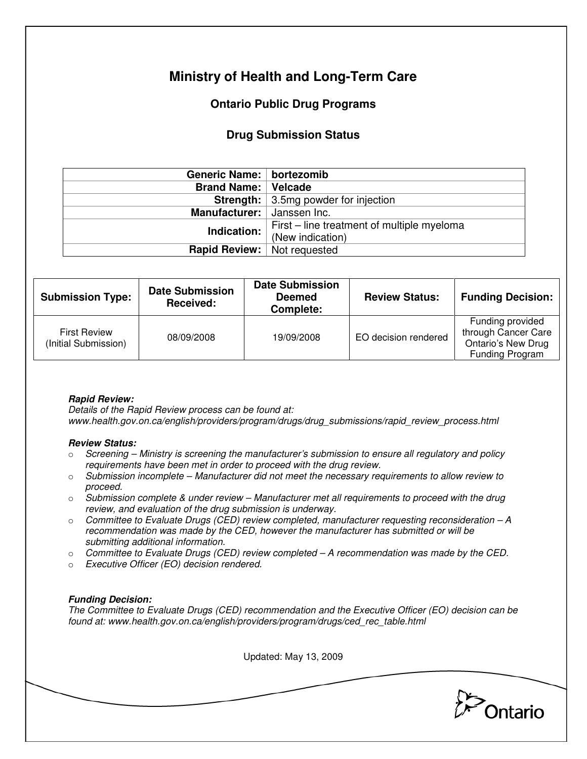# Ministry of Health and Long-Term Care

## Ontario Public Drug Programs

### Drug Submission Status

| | |
|---|---|
| **Generic Name:** | **bortezomib** |
| **Brand Name:** | **Velcade** |
| **Strength:** | 3.5mg powder for injection |
| **Manufacturer:** | Janssen Inc. |
| **Indication:** | First – line treatment of multiple myeloma (New indication) |
| **Rapid Review:** | Not requested |

| Submission Type: | Date Submission Received: | Date Submission Deemed Complete: | Review Status: | Funding Decision: |
|---|---|---|---|---|
| First Review (Initial Submission) | 08/09/2008 | 19/09/2008 | EO decision rendered | Funding provided through Cancer Care Ontario's New Drug Funding Program |

***Rapid Review:***
*Details of the Rapid Review process can be found at: www.health.gov.on.ca/english/providers/program/drugs/drug_submissions/rapid_review_process.html*

***Review Status:***

- *Screening – Ministry is screening the manufacturer's submission to ensure all regulatory and policy requirements have been met in order to proceed with the drug review.*
- *Submission incomplete – Manufacturer did not meet the necessary requirements to allow review to proceed.*
- *Submission complete & under review – Manufacturer met all requirements to proceed with the drug review, and evaluation of the drug submission is underway.*
- *Committee to Evaluate Drugs (CED) review completed, manufacturer requesting reconsideration – A recommendation was made by the CED, however the manufacturer has submitted or will be submitting additional information.*
- *Committee to Evaluate Drugs (CED) review completed – A recommendation was made by the CED.*
- *Executive Officer (EO) decision rendered.*

***Funding Decision:***
*The Committee to Evaluate Drugs (CED) recommendation and the Executive Officer (EO) decision can be found at: www.health.gov.on.ca/english/providers/program/drugs/ced_rec_table.html*

Updated: May 13, 2009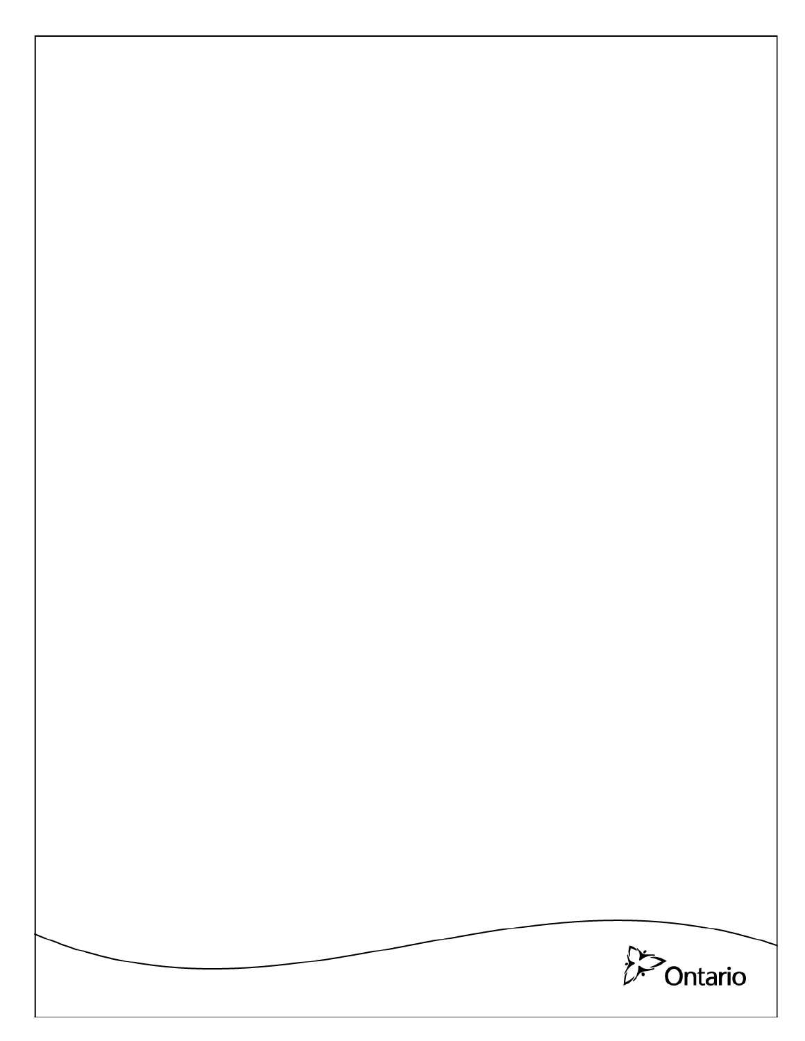Ontario